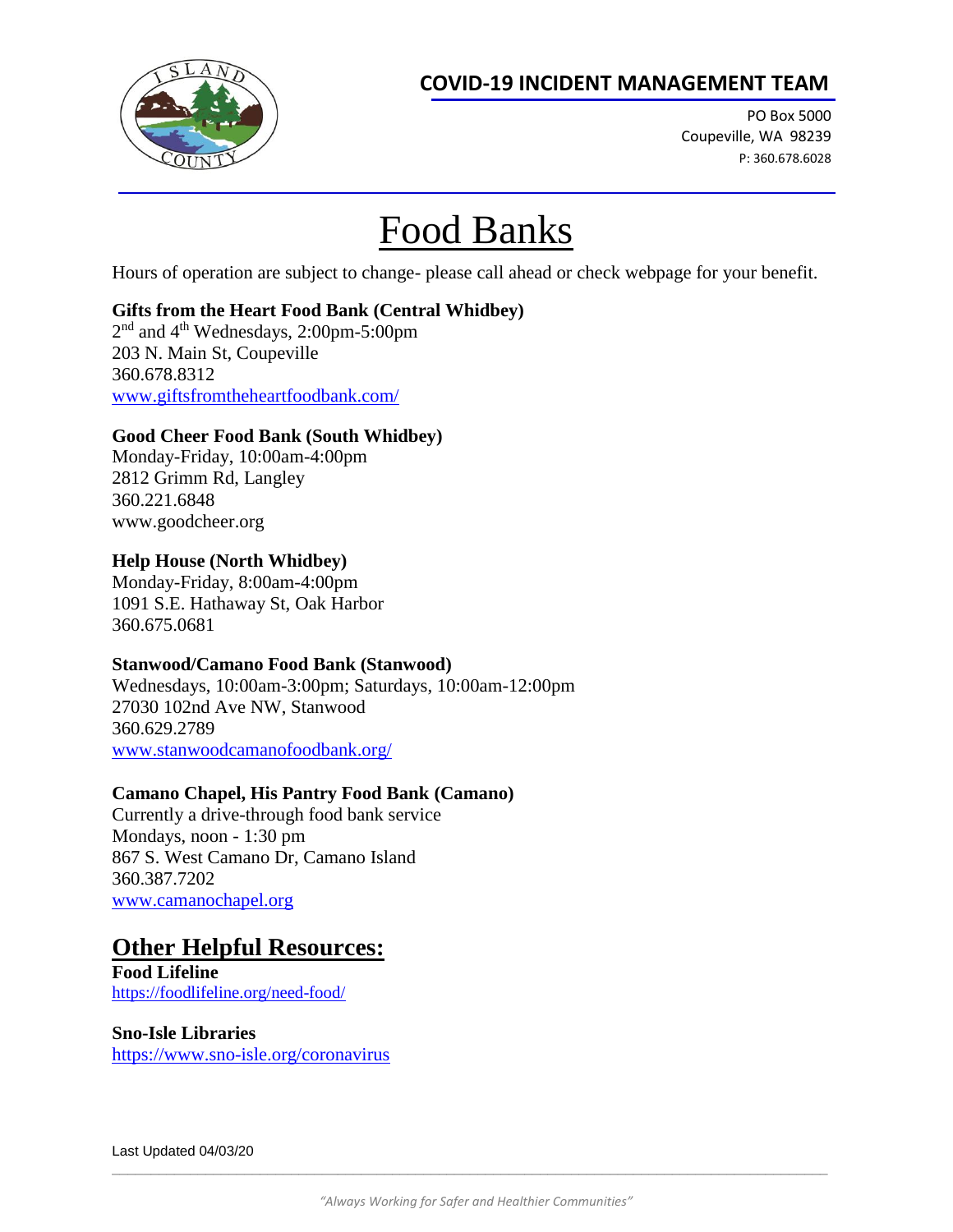## COVID-19 INCIDENT MANAGEMENT TEAM

PO Box 5000
Coupeville, WA 98239
P: 360.678.6028

# Food Banks

Hours of operation are subject to change- please call ahead or check webpage for your benefit.

**Gifts from the Heart Food Bank (Central Whidbey)**
2nd and 4th Wednesdays, 2:00pm-5:00pm
203 N. Main St, Coupeville
360.678.8312
www.giftsfromtheheartfoodbank.com/

**Good Cheer Food Bank (South Whidbey)**
Monday-Friday, 10:00am-4:00pm
2812 Grimm Rd, Langley
360.221.6848
www.goodcheer.org

**Help House (North Whidbey)**
Monday-Friday, 8:00am-4:00pm
1091 S.E. Hathaway St, Oak Harbor
360.675.0681

**Stanwood/Camano Food Bank (Stanwood)**
Wednesdays, 10:00am-3:00pm; Saturdays, 10:00am-12:00pm
27030 102nd Ave NW, Stanwood
360.629.2789
www.stanwoodcamanofoodbank.org/

**Camano Chapel, His Pantry Food Bank (Camano)**
Currently a drive-through food bank service
Mondays, noon - 1:30 pm
867 S. West Camano Dr, Camano Island
360.387.7202
www.camanochapel.org

## Other Helpful Resources:

**Food Lifeline**
https://foodlifeline.org/need-food/

**Sno-Isle Libraries**
https://www.sno-isle.org/coronavirus

Last Updated 04/03/20

*"Always Working for Safer and Healthier Communities"*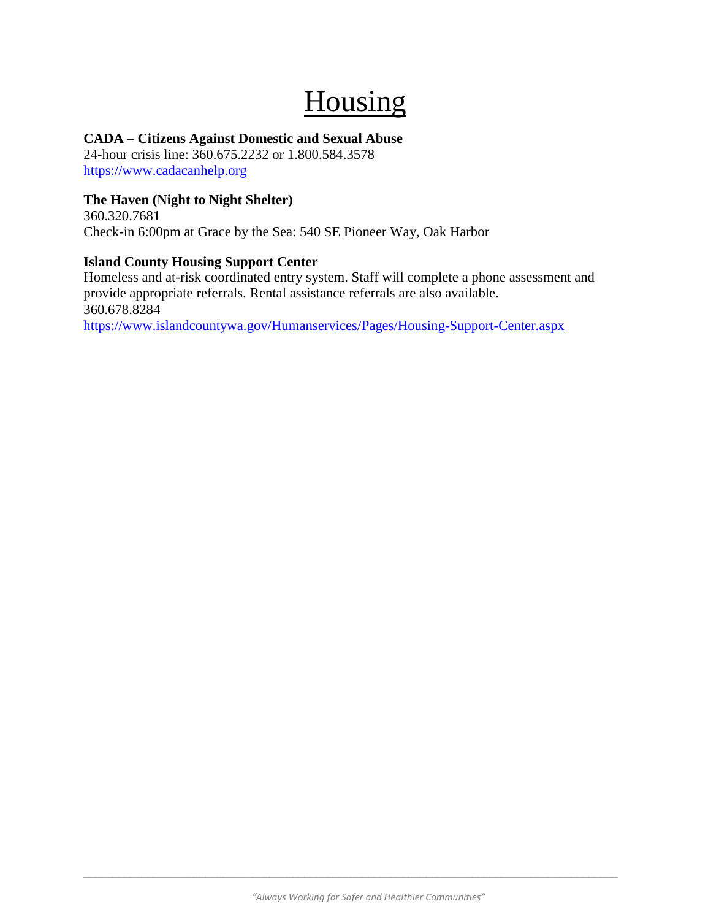# Housing

**CADA – Citizens Against Domestic and Sexual Abuse**
24-hour crisis line: 360.675.2232 or 1.800.584.3578
https://www.cadacanhelp.org

**The Haven (Night to Night Shelter)**
360.320.7681
Check-in 6:00pm at Grace by the Sea: 540 SE Pioneer Way, Oak Harbor

**Island County Housing Support Center**
Homeless and at-risk coordinated entry system. Staff will complete a phone assessment and provide appropriate referrals. Rental assistance referrals are also available.
360.678.8284
https://www.islandcountywa.gov/Humanservices/Pages/Housing-Support-Center.aspx